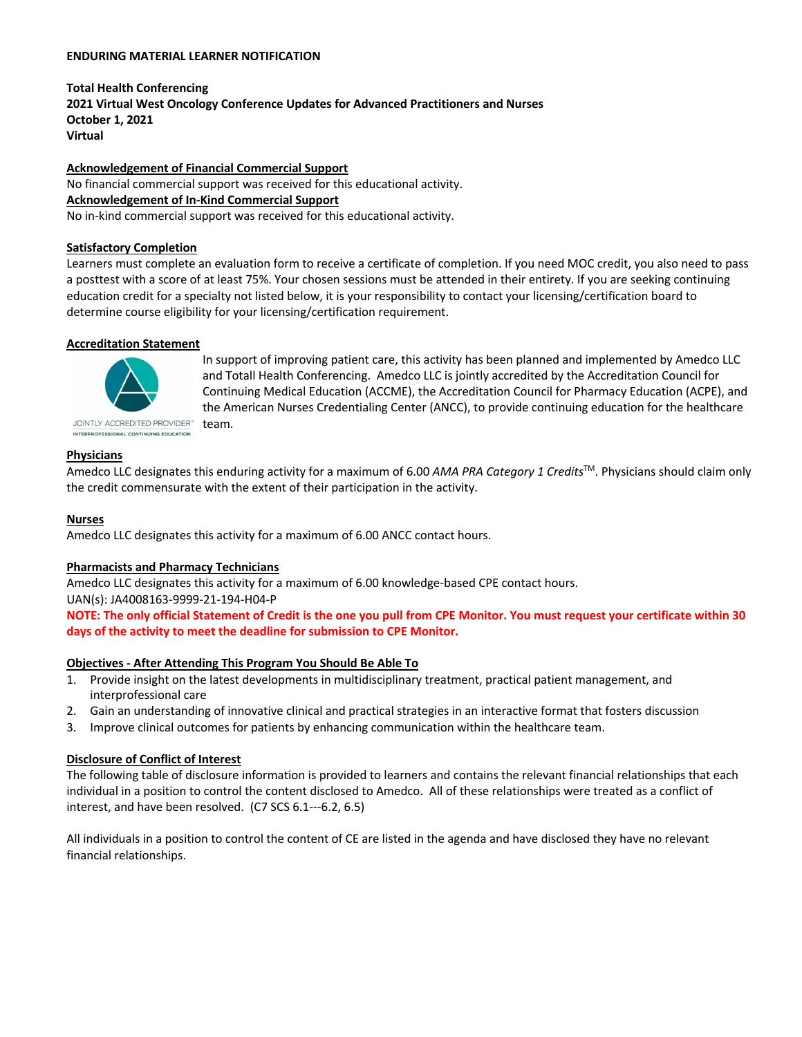**ENDURING MATERIAL LEARNER NOTIFICATION**

**Total Health Conferencing**
**2021 Virtual West Oncology Conference Updates for Advanced Practitioners and Nurses**
**October 1, 2021**
**Virtual**

**Acknowledgement of Financial Commercial Support**

No financial commercial support was received for this educational activity.

**Acknowledgement of In-Kind Commercial Support**

No in-kind commercial support was received for this educational activity.

**Satisfactory Completion**

Learners must complete an evaluation form to receive a certificate of completion. If you need MOC credit, you also need to pass a posttest with a score of at least 75%. Your chosen sessions must be attended in their entirety. If you are seeking continuing education credit for a specialty not listed below, it is your responsibility to contact your licensing/certification board to determine course eligibility for your licensing/certification requirement.

**Accreditation Statement**

JOINTLY ACCREDITED PROVIDER™ INTERPROFESSIONAL CONTINUING EDUCATION

In support of improving patient care, this activity has been planned and implemented by Amedco LLC and Totall Health Conferencing. Amedco LLC is jointly accredited by the Accreditation Council for Continuing Medical Education (ACCME), the Accreditation Council for Pharmacy Education (ACPE), and the American Nurses Credentialing Center (ANCC), to provide continuing education for the healthcare team.

**Physicians**

Amedco LLC designates this enduring activity for a maximum of 6.00 *AMA PRA Category 1 Credits*™. Physicians should claim only the credit commensurate with the extent of their participation in the activity.

**Nurses**

Amedco LLC designates this activity for a maximum of 6.00 ANCC contact hours.

**Pharmacists and Pharmacy Technicians**

Amedco LLC designates this activity for a maximum of 6.00 knowledge-based CPE contact hours.
UAN(s): JA4008163-9999-21-194-H04-P

**NOTE: The only official Statement of Credit is the one you pull from CPE Monitor. You must request your certificate within 30 days of the activity to meet the deadline for submission to CPE Monitor.**

**Objectives - After Attending This Program You Should Be Able To**

1. Provide insight on the latest developments in multidisciplinary treatment, practical patient management, and interprofessional care
2. Gain an understanding of innovative clinical and practical strategies in an interactive format that fosters discussion
3. Improve clinical outcomes for patients by enhancing communication within the healthcare team.

**Disclosure of Conflict of Interest**

The following table of disclosure information is provided to learners and contains the relevant financial relationships that each individual in a position to control the content disclosed to Amedco. All of these relationships were treated as a conflict of interest, and have been resolved. (C7 SCS 6.1---6.2, 6.5)

All individuals in a position to control the content of CE are listed in the agenda and have disclosed they have no relevant financial relationships.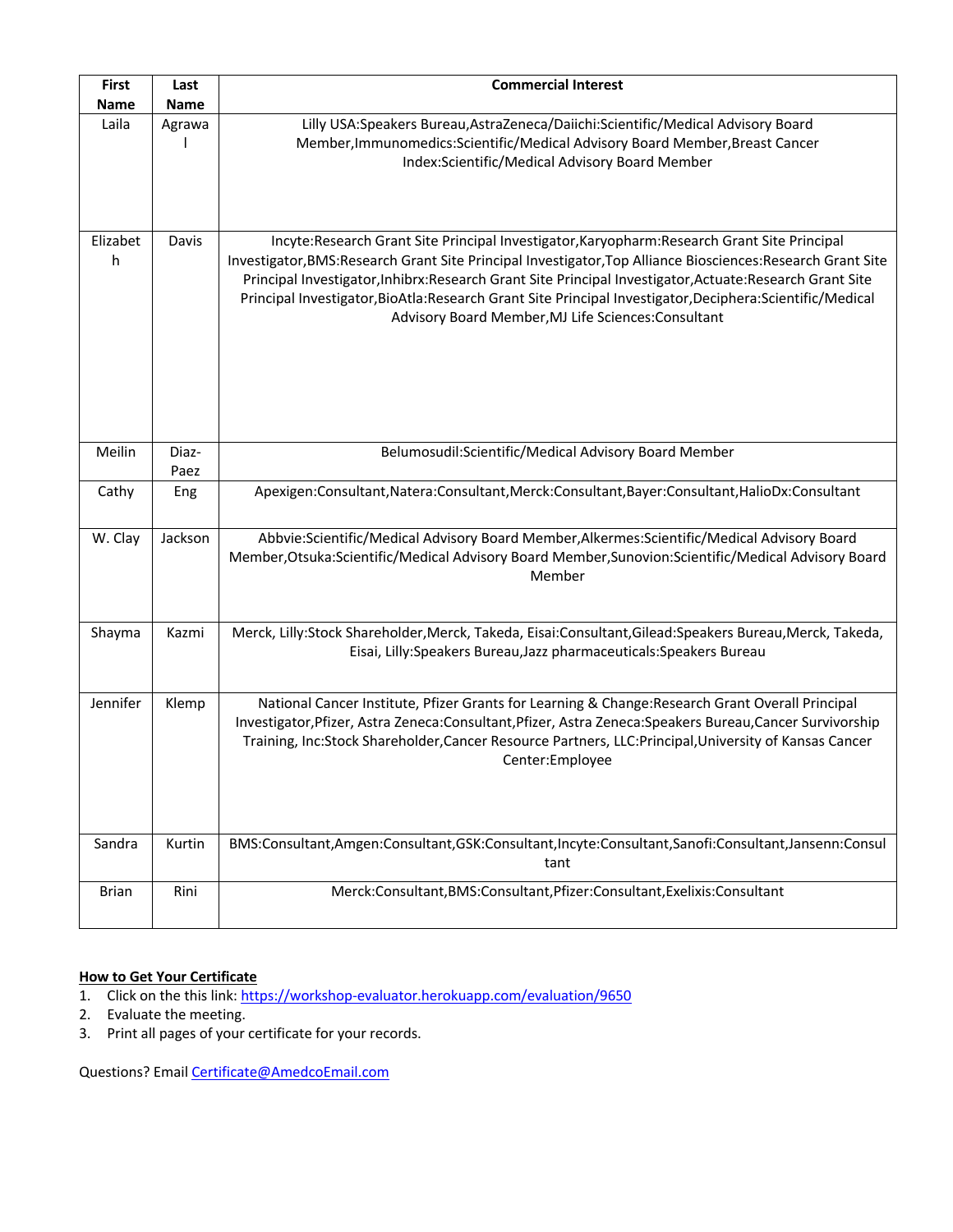| First Name | Last Name | Commercial Interest |
|---|---|---|
| Laila | Agrawal | Lilly USA:Speakers Bureau,AstraZeneca/Daiichi:Scientific/Medical Advisory Board Member,Immunomedics:Scientific/Medical Advisory Board Member,Breast Cancer Index:Scientific/Medical Advisory Board Member |
| Elizabeth | Davis | Incyte:Research Grant Site Principal Investigator,Karyopharm:Research Grant Site Principal Investigator,BMS:Research Grant Site Principal Investigator,Top Alliance Biosciences:Research Grant Site Principal Investigator,Inhibrx:Research Grant Site Principal Investigator,Actuate:Research Grant Site Principal Investigator,BioAtla:Research Grant Site Principal Investigator,Deciphera:Scientific/Medical Advisory Board Member,MJ Life Sciences:Consultant |
| Meilin | Diaz-Paez | Belumosudil:Scientific/Medical Advisory Board Member |
| Cathy | Eng | Apexigen:Consultant,Natera:Consultant,Merck:Consultant,Bayer:Consultant,HalioDx:Consultant |
| W. Clay | Jackson | Abbvie:Scientific/Medical Advisory Board Member,Alkermes:Scientific/Medical Advisory Board Member,Otsuka:Scientific/Medical Advisory Board Member,Sunovion:Scientific/Medical Advisory Board Member |
| Shayma | Kazmi | Merck, Lilly:Stock Shareholder,Merck, Takeda, Eisai:Consultant,Gilead:Speakers Bureau,Merck, Takeda, Eisai, Lilly:Speakers Bureau,Jazz pharmaceuticals:Speakers Bureau |
| Jennifer | Klemp | National Cancer Institute, Pfizer Grants for Learning & Change:Research Grant Overall Principal Investigator,Pfizer, Astra Zeneca:Consultant,Pfizer, Astra Zeneca:Speakers Bureau,Cancer Survivorship Training, Inc:Stock Shareholder,Cancer Resource Partners, LLC:Principal,University of Kansas Cancer Center:Employee |
| Sandra | Kurtin | BMS:Consultant,Amgen:Consultant,GSK:Consultant,Incyte:Consultant,Sanofi:Consultant,Jansenn:Consultant |
| Brian | Rini | Merck:Consultant,BMS:Consultant,Pfizer:Consultant,Exelixis:Consultant |

**How to Get Your Certificate**

1. Click on the this link: https://workshop-evaluator.herokuapp.com/evaluation/9650
2. Evaluate the meeting.
3. Print all pages of your certificate for your records.

Questions? Email Certificate@AmedcoEmail.com